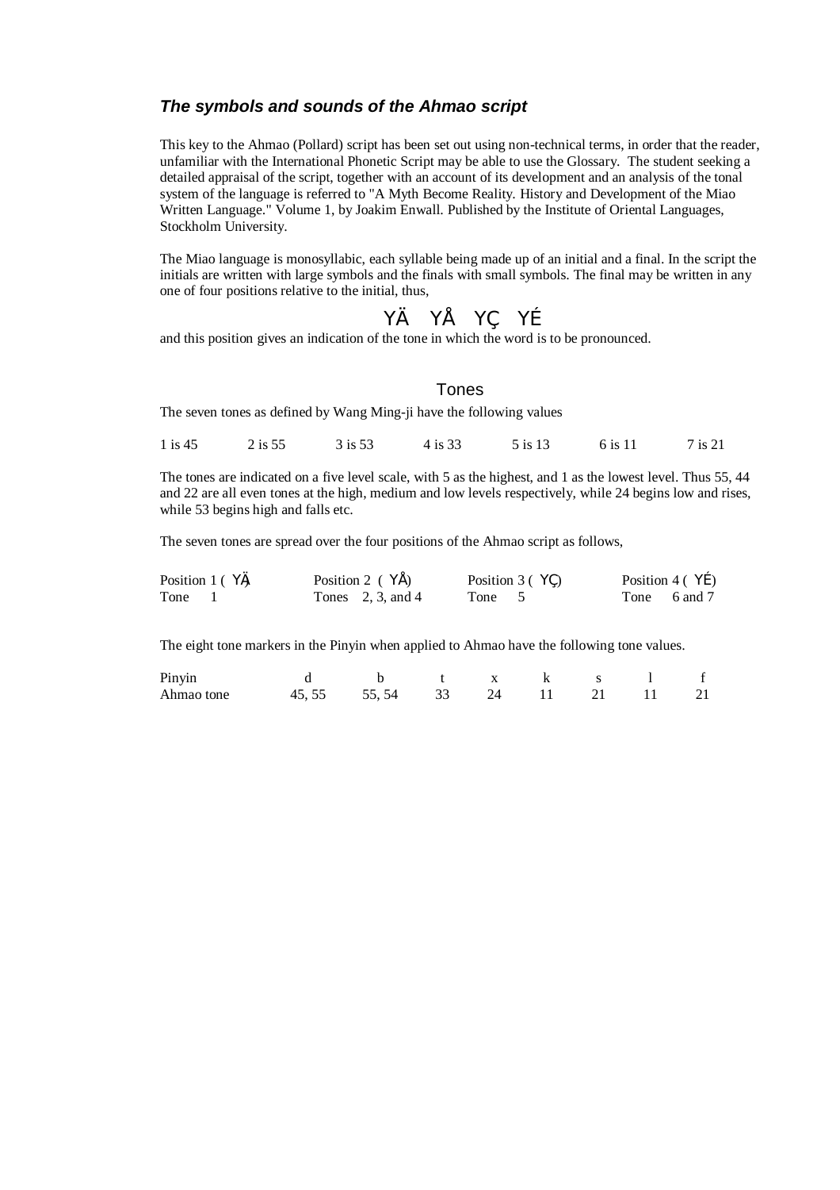### *The symbols and sounds of the Ahmao script*

This key to the Ahmao (Pollard) script has been set out using non-technical terms, in order that the reader, unfamiliar with the International Phonetic Script may be able to use the Glossary. The student seeking a detailed appraisal of the script, together with an account of its development and an analysis of the tonal system of the language is referred to "A Myth Become Reality. History and Development of the Miao Written Language." Volume 1, by Joakim Enwall. Published by the Institute of Oriental Languages, Stockholm University.

The Miao language is monosyllabic, each syllable being made up of an initial and a final. In the script the initials are written with large symbols and the finals with small symbols. The final may be written in any one of four positions relative to the initial, thus,

YÄ YÅ YÇ YÉ

and this position gives an indication of the tone in which the word is to be pronounced.

## Tones

The seven tones as defined by Wang Ming-ji have the following values

| 1 is 45 | 2 is 55 | 3 is 53 | 4 is 33 | 5 is 13 | 6 is 11 | 7 is 21 |
|---|---|---|---|---|---|---|

The tones are indicated on a five level scale, with 5 as the highest, and 1 as the lowest level. Thus 55, 44 and 22 are all even tones at the high, medium and low levels respectively, while 24 begins low and rises, while 53 begins high and falls etc.

The seven tones are spread over the four positions of the Ahmao script as follows,

| Position 1 ( YÄ) | Position 2 ( YÅ) | Position 3 ( YÇ) | Position 4 ( YÉ) |
|---|---|---|---|
| Tone 1 | Tones 2, 3, and 4 | Tone 5 | Tone 6 and 7 |

The eight tone markers in the Pinyin when applied to Ahmao have the following tone values.

| Pinyin | d | b | t | x | k | s | l | f |
|---|---|---|---|---|---|---|---|---|
| Ahmao tone | 45, 55 | 55, 54 | 33 | 24 | 11 | 21 | 11 | 21 |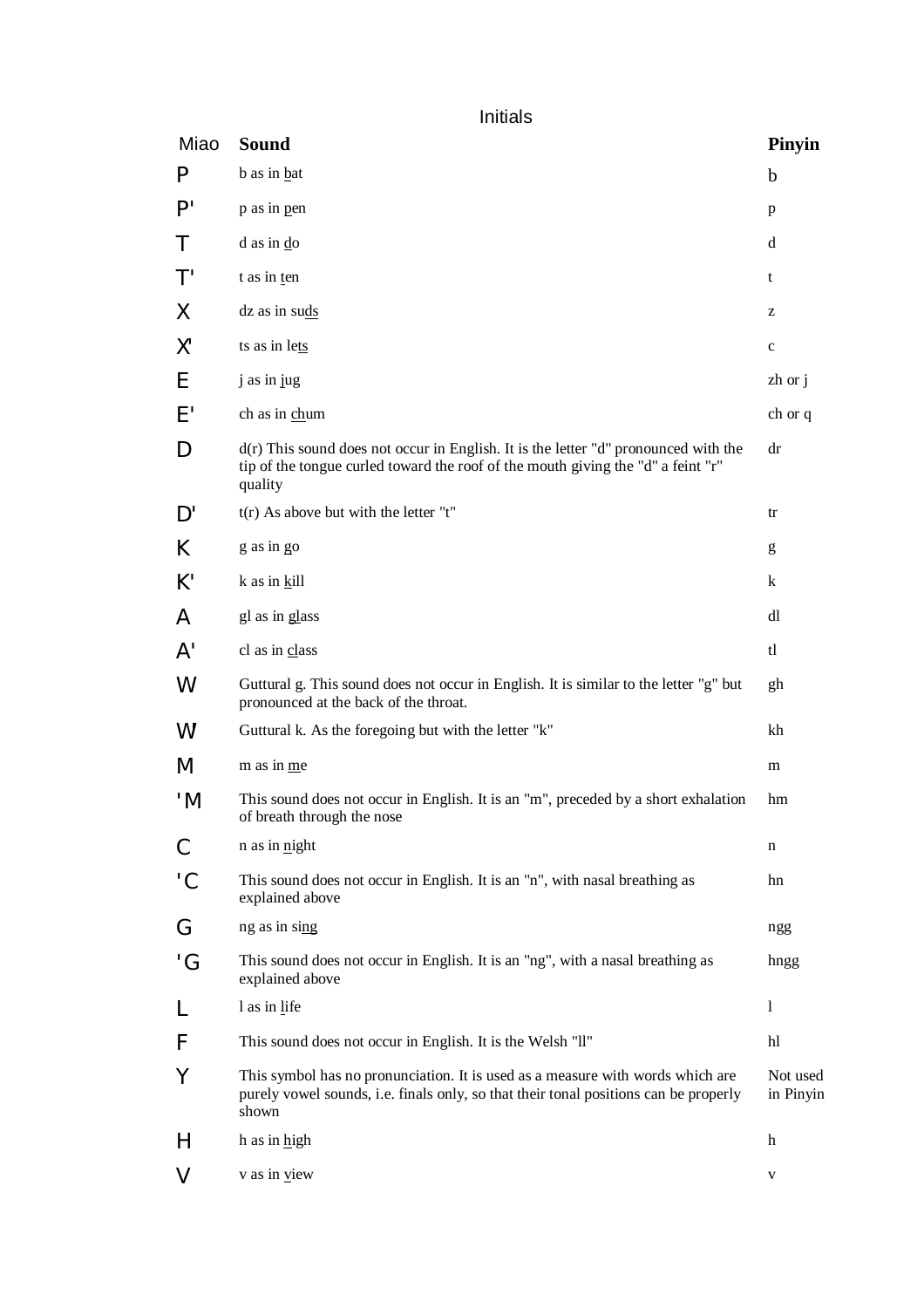## Initials

| Miao | Sound | Pinyin |
|---|---|---|
| P | b as in <u>b</u>at | b |
| P' | p as in <u>p</u>en | p |
| T | d as in <u>d</u>o | d |
| T' | t as in <u>t</u>en | t |
| X | dz as in su<u>ds</u> | z |
| X' | ts as in le<u>ts</u> | c |
| E | j as in <u>j</u>ug | zh or j |
| E' | ch as in <u>ch</u>um | ch or q |
| D | d(r) This sound does not occur in English. It is the letter "d" pronounced with the tip of the tongue curled toward the roof of the mouth giving the "d" a feint "r" quality | dr |
| D' | t(r) As above but with the letter "t" | tr |
| K | g as in <u>g</u>o | g |
| K' | k as in <u>k</u>ill | k |
| A | gl as in <u>gl</u>ass | dl |
| A' | cl as in <u>cl</u>ass | tl |
| W | Guttural g. This sound does not occur in English. It is similar to the letter "g" but pronounced at the back of the throat. | gh |
| W' | Guttural k. As the foregoing but with the letter "k" | kh |
| M | m as in <u>m</u>e | m |
| 'M | This sound does not occur in English. It is an "m", preceded by a short exhalation of breath through the nose | hm |
| C | n as in <u>n</u>ight | n |
| 'C | This sound does not occur in English. It is an "n", with nasal breathing as explained above | hn |
| G | ng as in si<u>ng</u> | ngg |
| 'G | This sound does not occur in English. It is an "ng", with a nasal breathing as explained above | hngg |
| L | l as in <u>l</u>ife | l |
| F | This sound does not occur in English. It is the Welsh "ll" | hl |
| Y | This symbol has no pronunciation. It is used as a measure with words which are purely vowel sounds, i.e. finals only, so that their tonal positions can be properly shown | Not used in Pinyin |
| H | h as in <u>h</u>igh | h |
| V | v as in <u>v</u>iew | v |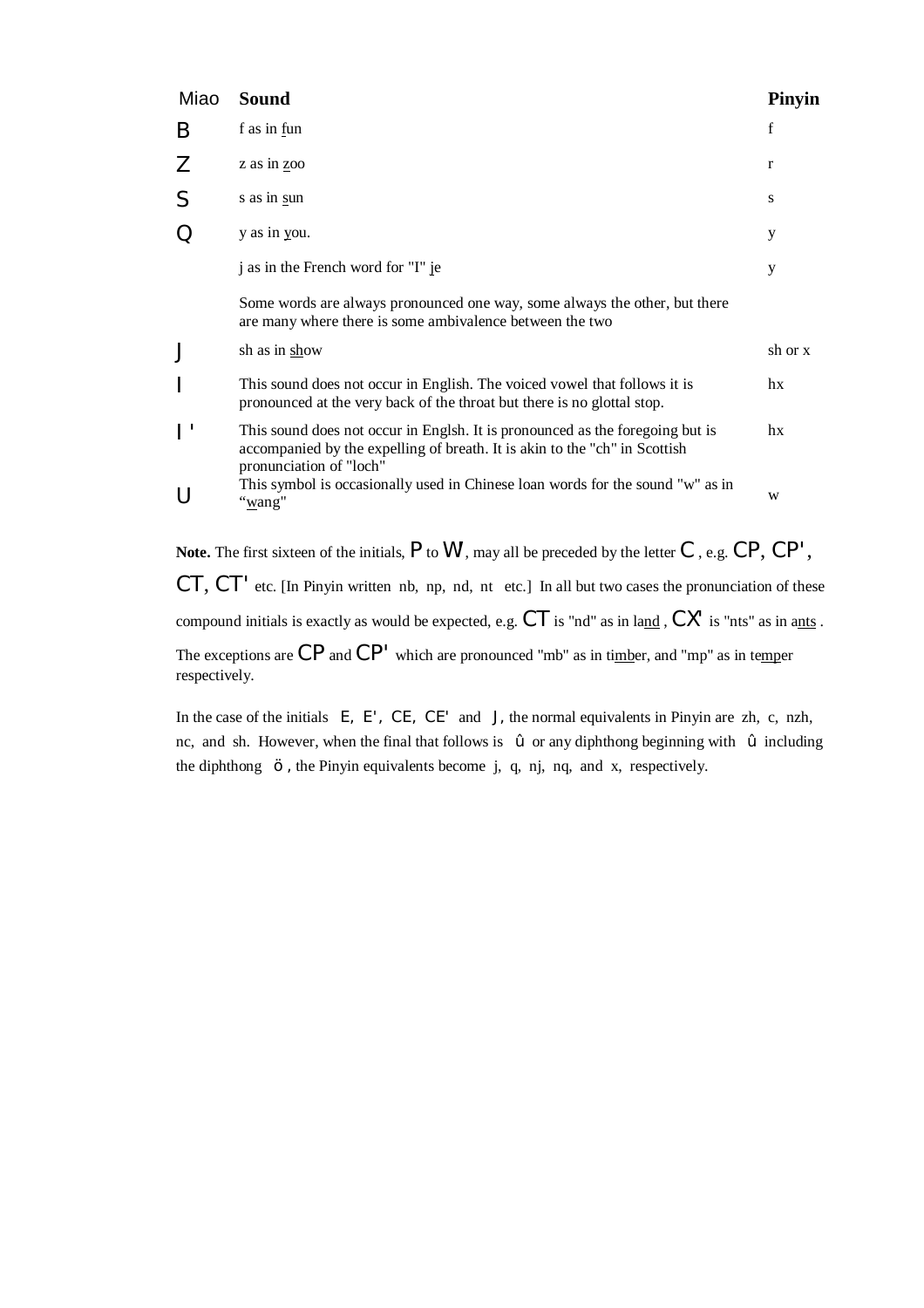| Miao | Sound | Pinyin |
|---|---|---|
| B | f as in <u>f</u>un | f |
| Z | z as in <u>z</u>oo | r |
| S | s as in <u>s</u>un | s |
| Q | y as in <u>y</u>ou. | y |
| | j as in the French word for "I" <u>j</u>e | y |
| | Some words are always pronounced one way, some always the other, but there are many where there is some ambivalence between the two | |
| J | sh as in <u>sh</u>ow | sh or x |
| I | This sound does not occur in English. The voiced vowel that follows it is pronounced at the very back of the throat but there is no glottal stop. | hx |
| I ' | This sound does not occur in Englsh. It is pronounced as the foregoing but is accompanied by the expelling of breath. It is akin to the "ch" in Scottish pronunciation of "loch" | hx |
| U | This symbol is occasionally used in Chinese loan words for the sound "w" as in "<u>w</u>ang" | w |

**Note.** The first sixteen of the initials, P to W, may all be preceded by the letter C, e.g. CP, CP', CT, CT' etc. [In Pinyin written nb, np, nd, nt etc.] In all but two cases the pronunciation of these compound initials is exactly as would be expected, e.g. CT is "nd" as in la<u>nd</u>, CX' is "nts" as in a<u>nts</u>. The exceptions are CP and CP' which are pronounced "mb" as in ti<u>mb</u>er, and "mp" as in te<u>mp</u>er respectively.

In the case of the initials E, E', CE, CE' and J, the normal equivalents in Pinyin are zh, c, nzh, nc, and sh. However, when the final that follows is û or any diphthong beginning with û including the diphthong ö, the Pinyin equivalents become j, q, nj, nq, and x, respectively.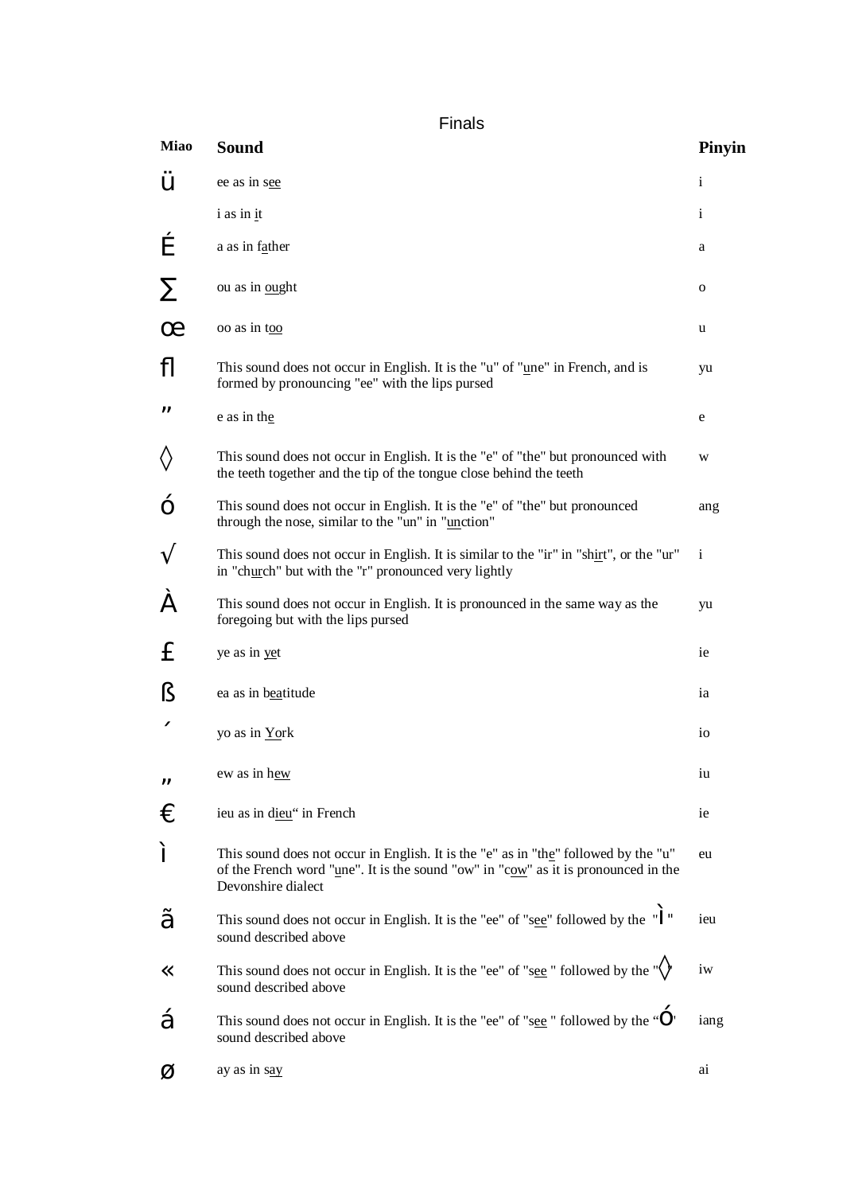Finals

| Miao | Sound | Pinyin |
|---|---|---|
| ü | ee as in see | i |
| | i as in it | i |
| É | a as in father | a |
| ∑ | ou as in ought | o |
| œ | oo as in too | u |
| ﬂ | This sound does not occur in English. It is the "u" of "une" in French, and is formed by pronouncing "ee" with the lips pursed | yu |
| ” | e as in the | e |
| ◊ | This sound does not occur in English. It is the "e" of "the" but pronounced with the teeth together and the tip of the tongue close behind the teeth | w |
| ó | This sound does not occur in English. It is the "e" of "the" but pronounced through the nose, similar to the "un" in "unction" | ang |
| √ | This sound does not occur in English. It is similar to the "ir" in "shirt", or the "ur" in "church" but with the "r" pronounced very lightly | i |
| À | This sound does not occur in English. It is pronounced in the same way as the foregoing but with the lips pursed | yu |
| £ | ye as in yet | ie |
| ß | ea as in beatitude | ia |
| ´ | yo as in York | io |
| „ | ew as in hew | iu |
| € | ieu as in dieu“ in French | ie |
| ì | This sound does not occur in English. It is the "e" as in "the" followed by the "u" of the French word "une". It is the sound "ow" in "cow" as it is pronounced in the Devonshire dialect | eu |
| ã | This sound does not occur in English. It is the "ee" of "see" followed by the "ì" sound described above | ieu |
| « | This sound does not occur in English. It is the "ee" of "see " followed by the "◊" sound described above | iw |
| á | This sound does not occur in English. It is the "ee" of "see " followed by the “ó" sound described above | iang |
| ø | ay as in say | ai |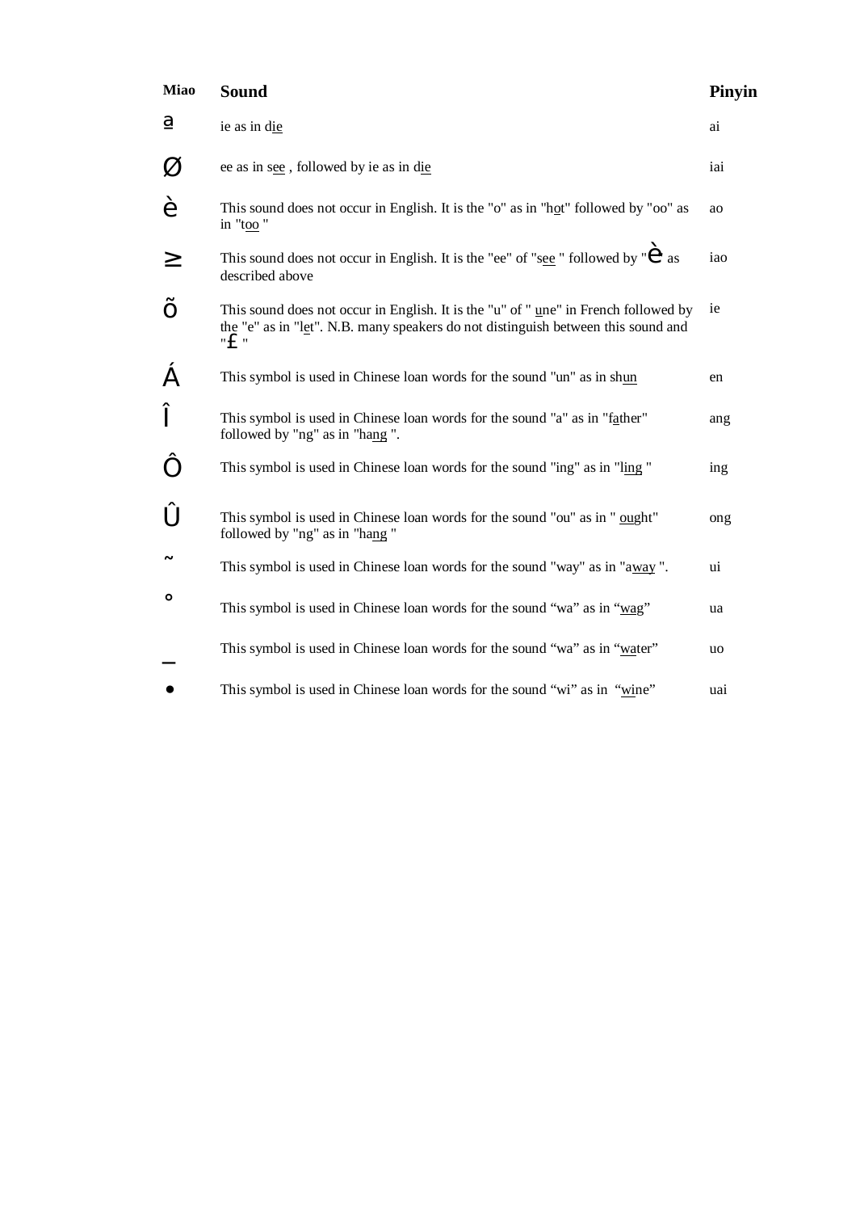| Miao | Sound | Pinyin |
|---|---|---|
| a̲ | ie as in d<u>ie</u> | ai |
| Ø | ee as in s<u>ee</u> , followed by ie as in d<u>ie</u> | iai |
| è | This sound does not occur in English. It is the "o" as in "h<u>o</u>t" followed by "oo" as in "t<u>oo</u> " | ao |
| ≥ | This sound does not occur in English. It is the "ee" of "s<u>ee</u> " followed by "è as described above | iao |
| õ | This sound does not occur in English. It is the "u" of " <u>u</u>ne" in French followed by the "e" as in "l<u>e</u>t". N.B. many speakers do not distinguish between this sound and "£ " | ie |
| Á | This symbol is used in Chinese loan words for the sound "un" as in sh<u>un</u> | en |
| Î | This symbol is used in Chinese loan words for the sound "a" as in "f<u>a</u>ther" followed by "ng" as in "ha<u>ng</u> ". | ang |
| Ô | This symbol is used in Chinese loan words for the sound "ing" as in "l<u>ing</u> " | ing |
| Û | This symbol is used in Chinese loan words for the sound "ou" as in " <u>ou</u>ght" followed by "ng" as in "ha<u>ng</u> " | ong |
| ˜ | This symbol is used in Chinese loan words for the sound "way" as in "a<u>way</u> ". | ui |
| ° | This symbol is used in Chinese loan words for the sound "wa" as in "<u>wag</u>" | ua |
| _ | This symbol is used in Chinese loan words for the sound "wa" as in "<u>wa</u>ter" | uo |
| • | This symbol is used in Chinese loan words for the sound "wi" as in "<u>wi</u>ne" | uai |